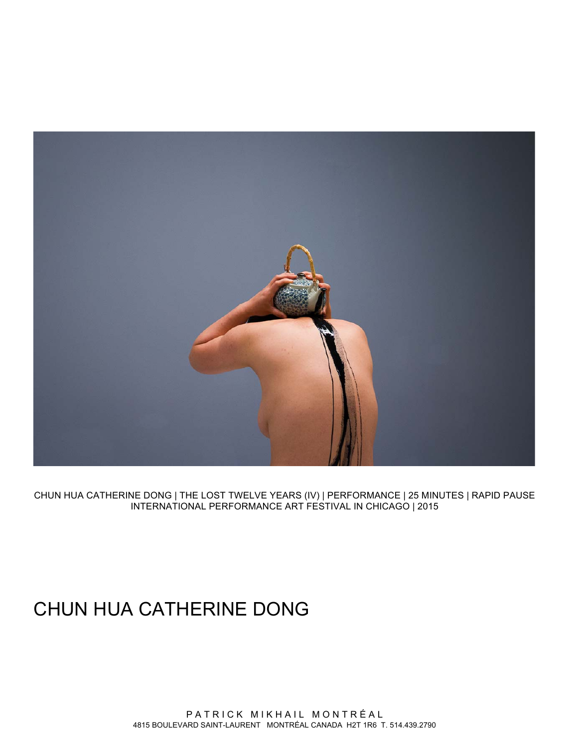CHUN HUA CATHERINE DONG | THE LOST TWELVE YEARS (IV) | PERFORMANCE | 25 MINUTES | RAPID PAUSE INTERNATIONAL PERFORMANCE ART FESTIVAL IN CHICAGO | 2015

# CHUN HUA CATHERINE DONG

PATRICK MIKHAIL MONTRÉAL
4815 BOULEVARD SAINT-LAURENT MONTRÉAL CANADA H2T 1R6 T. 514.439.2790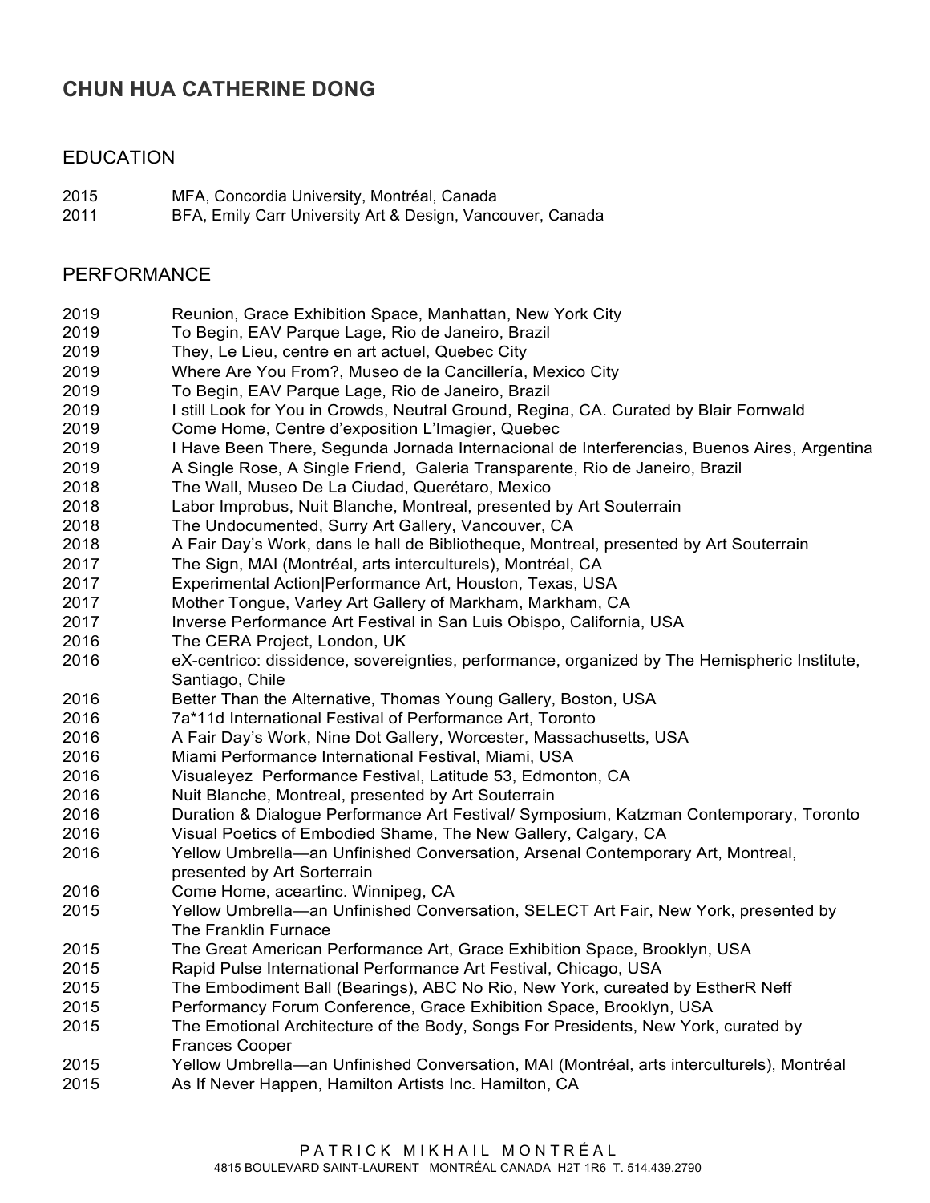# CHUN HUA CATHERINE DONG

## EDUCATION

2015 MFA, Concordia University, Montréal, Canada
2011 BFA, Emily Carr University Art & Design, Vancouver, Canada

## PERFORMANCE

2019 Reunion, Grace Exhibition Space, Manhattan, New York City
2019 To Begin, EAV Parque Lage, Rio de Janeiro, Brazil
2019 They, Le Lieu, centre en art actuel, Quebec City
2019 Where Are You From?, Museo de la Cancillería, Mexico City
2019 To Begin, EAV Parque Lage, Rio de Janeiro, Brazil
2019 I still Look for You in Crowds, Neutral Ground, Regina, CA. Curated by Blair Fornwald
2019 Come Home, Centre d'exposition L'Imagier, Quebec
2019 I Have Been There, Segunda Jornada Internacional de Interferencias, Buenos Aires, Argentina
2019 A Single Rose, A Single Friend, Galeria Transparente, Rio de Janeiro, Brazil
2018 The Wall, Museo De La Ciudad, Querétaro, Mexico
2018 Labor Improbus, Nuit Blanche, Montreal, presented by Art Souterrain
2018 The Undocumented, Surry Art Gallery, Vancouver, CA
2018 A Fair Day's Work, dans le hall de Bibliotheque, Montreal, presented by Art Souterrain
2017 The Sign, MAI (Montréal, arts interculturels), Montréal, CA
2017 Experimental Action|Performance Art, Houston, Texas, USA
2017 Mother Tongue, Varley Art Gallery of Markham, Markham, CA
2017 Inverse Performance Art Festival in San Luis Obispo, California, USA
2016 The CERA Project, London, UK
2016 eX-centrico: dissidence, sovereignties, performance, organized by The Hemispheric Institute, Santiago, Chile
2016 Better Than the Alternative, Thomas Young Gallery, Boston, USA
2016 7a*11d International Festival of Performance Art, Toronto
2016 A Fair Day's Work, Nine Dot Gallery, Worcester, Massachusetts, USA
2016 Miami Performance International Festival, Miami, USA
2016 Visualeyez Performance Festival, Latitude 53, Edmonton, CA
2016 Nuit Blanche, Montreal, presented by Art Souterrain
2016 Duration & Dialogue Performance Art Festival/ Symposium, Katzman Contemporary, Toronto
2016 Visual Poetics of Embodied Shame, The New Gallery, Calgary, CA
2016 Yellow Umbrella—an Unfinished Conversation, Arsenal Contemporary Art, Montreal, presented by Art Sorterrain
2016 Come Home, aceartinc. Winnipeg, CA
2015 Yellow Umbrella—an Unfinished Conversation, SELECT Art Fair, New York, presented by The Franklin Furnace
2015 The Great American Performance Art, Grace Exhibition Space, Brooklyn, USA
2015 Rapid Pulse International Performance Art Festival, Chicago, USA
2015 The Embodiment Ball (Bearings), ABC No Rio, New York, cureated by EstherR Neff
2015 Performancy Forum Conference, Grace Exhibition Space, Brooklyn, USA
2015 The Emotional Architecture of the Body, Songs For Presidents, New York, curated by Frances Cooper
2015 Yellow Umbrella—an Unfinished Conversation, MAI (Montréal, arts interculturels), Montréal
2015 As If Never Happen, Hamilton Artists Inc. Hamilton, CA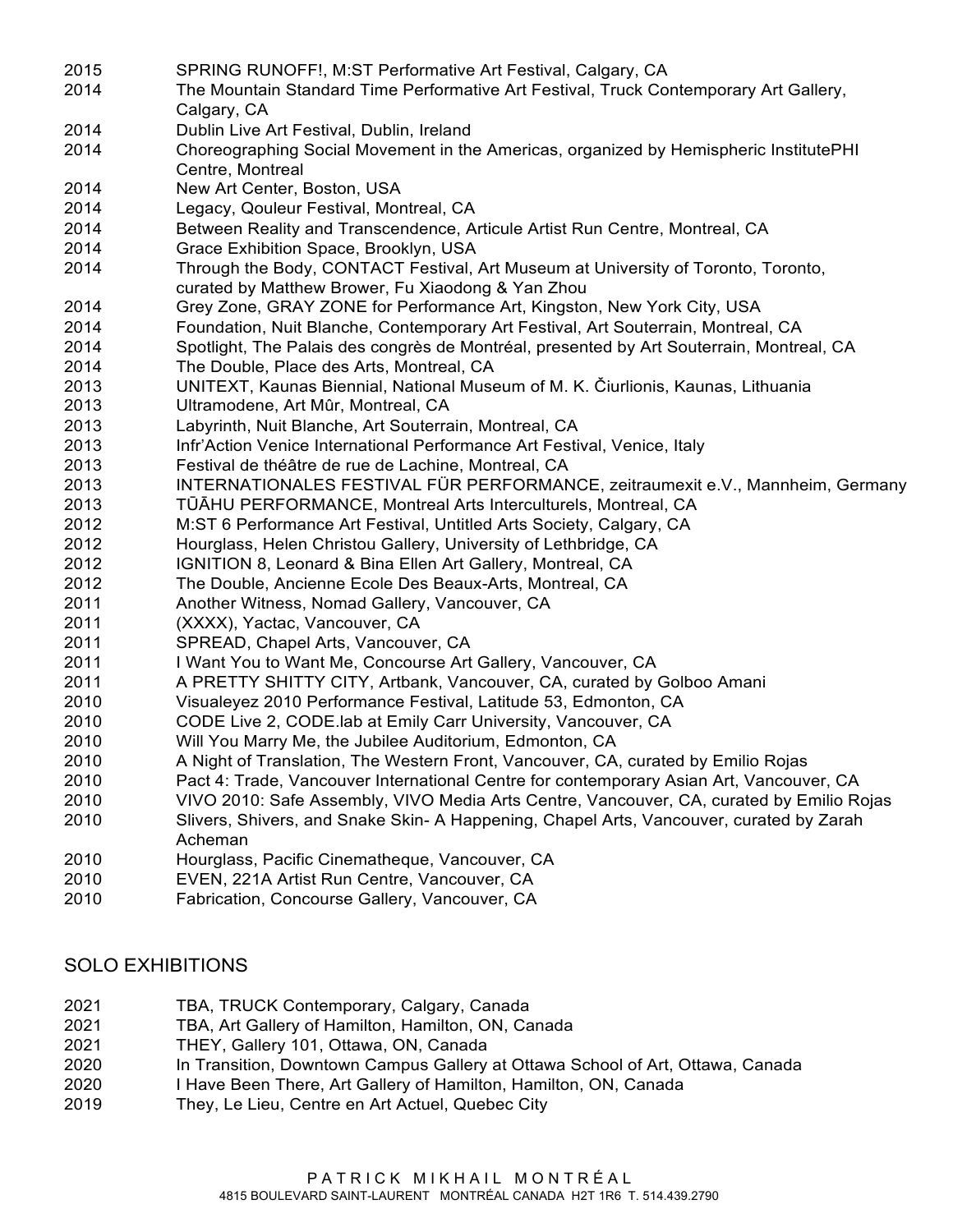2015 SPRING RUNOFF!, M:ST Performative Art Festival, Calgary, CA
2014 The Mountain Standard Time Performative Art Festival, Truck Contemporary Art Gallery, Calgary, CA
2014 Dublin Live Art Festival, Dublin, Ireland
2014 Choreographing Social Movement in the Americas, organized by Hemispheric InstitutePHI Centre, Montreal
2014 New Art Center, Boston, USA
2014 Legacy, Qouleur Festival, Montreal, CA
2014 Between Reality and Transcendence, Articule Artist Run Centre, Montreal, CA
2014 Grace Exhibition Space, Brooklyn, USA
2014 Through the Body, CONTACT Festival, Art Museum at University of Toronto, Toronto, curated by Matthew Brower, Fu Xiaodong & Yan Zhou
2014 Grey Zone, GRAY ZONE for Performance Art, Kingston, New York City, USA
2014 Foundation, Nuit Blanche, Contemporary Art Festival, Art Souterrain, Montreal, CA
2014 Spotlight, The Palais des congrès de Montréal, presented by Art Souterrain, Montreal, CA
2014 The Double, Place des Arts, Montreal, CA
2013 UNITEXT, Kaunas Biennial, National Museum of M. K. Čiurlionis, Kaunas, Lithuania
2013 Ultramodene, Art Mûr, Montreal, CA
2013 Labyrinth, Nuit Blanche, Art Souterrain, Montreal, CA
2013 Infr'Action Venice International Performance Art Festival, Venice, Italy
2013 Festival de théâtre de rue de Lachine, Montreal, CA
2013 INTERNATIONALES FESTIVAL FÜR PERFORMANCE, zeitraumexit e.V., Mannheim, Germany
2013 TŪĀHU PERFORMANCE, Montreal Arts Interculturels, Montreal, CA
2012 M:ST 6 Performance Art Festival, Untitled Arts Society, Calgary, CA
2012 Hourglass, Helen Christou Gallery, University of Lethbridge, CA
2012 IGNITION 8, Leonard & Bina Ellen Art Gallery, Montreal, CA
2012 The Double, Ancienne Ecole Des Beaux-Arts, Montreal, CA
2011 Another Witness, Nomad Gallery, Vancouver, CA
2011 (XXXX), Yactac, Vancouver, CA
2011 SPREAD, Chapel Arts, Vancouver, CA
2011 I Want You to Want Me, Concourse Art Gallery, Vancouver, CA
2011 A PRETTY SHITTY CITY, Artbank, Vancouver, CA, curated by Golboo Amani
2010 Visualeyez 2010 Performance Festival, Latitude 53, Edmonton, CA
2010 CODE Live 2, CODE.lab at Emily Carr University, Vancouver, CA
2010 Will You Marry Me, the Jubilee Auditorium, Edmonton, CA
2010 A Night of Translation, The Western Front, Vancouver, CA, curated by Emilio Rojas
2010 Pact 4: Trade, Vancouver International Centre for contemporary Asian Art, Vancouver, CA
2010 VIVO 2010: Safe Assembly, VIVO Media Arts Centre, Vancouver, CA, curated by Emilio Rojas
2010 Slivers, Shivers, and Snake Skin- A Happening, Chapel Arts, Vancouver, curated by Zarah Acheman
2010 Hourglass, Pacific Cinematheque, Vancouver, CA
2010 EVEN, 221A Artist Run Centre, Vancouver, CA
2010 Fabrication, Concourse Gallery, Vancouver, CA

## SOLO EXHIBITIONS

2021 TBA, TRUCK Contemporary, Calgary, Canada
2021 TBA, Art Gallery of Hamilton, Hamilton, ON, Canada
2021 THEY, Gallery 101, Ottawa, ON, Canada
2020 In Transition, Downtown Campus Gallery at Ottawa School of Art, Ottawa, Canada
2020 I Have Been There, Art Gallery of Hamilton, Hamilton, ON, Canada
2019 They, Le Lieu, Centre en Art Actuel, Quebec City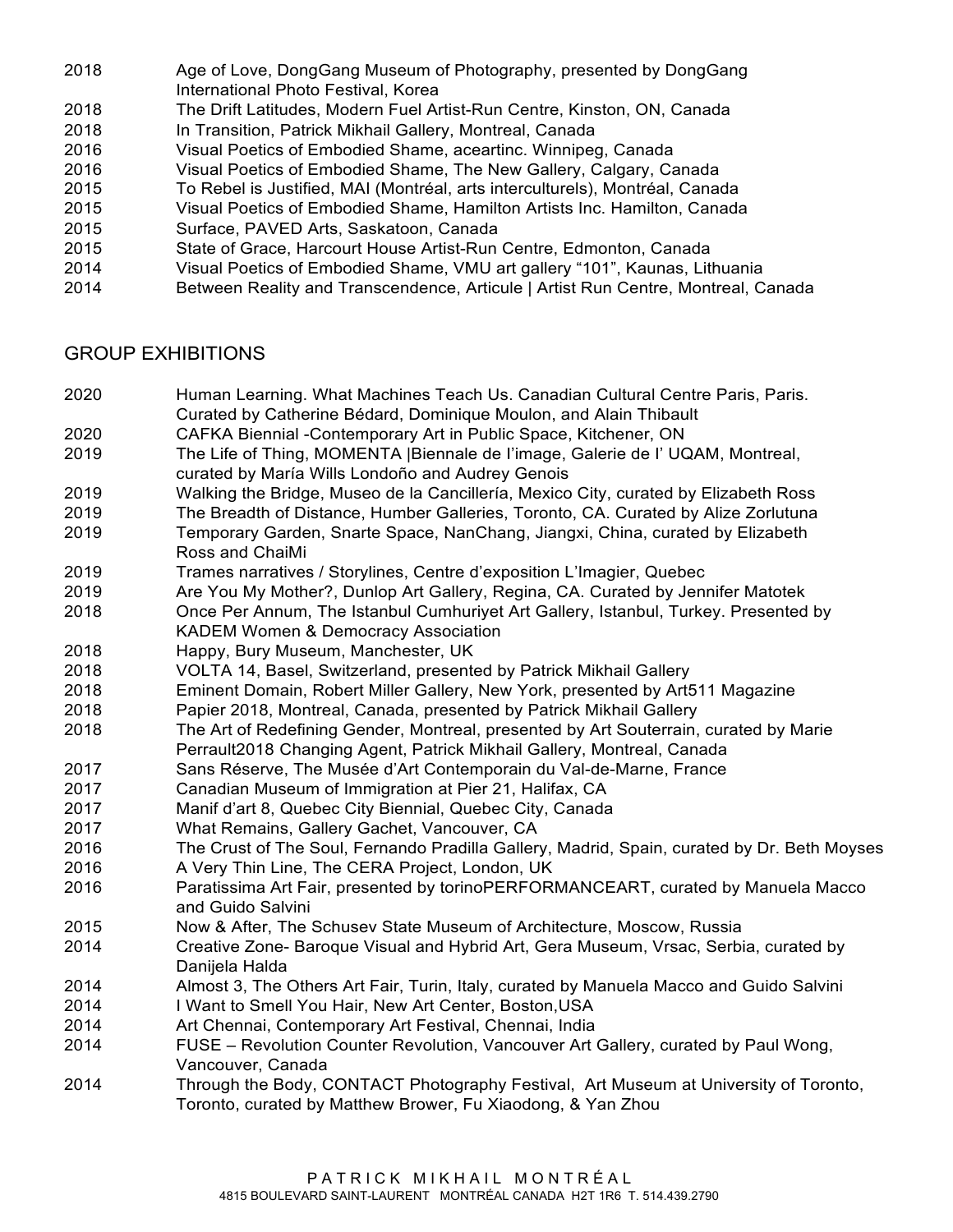| | |
|---|---|
| 2018 | Age of Love, DongGang Museum of Photography, presented by DongGang International Photo Festival, Korea |
| 2018 | The Drift Latitudes, Modern Fuel Artist-Run Centre, Kinston, ON, Canada |
| 2018 | In Transition, Patrick Mikhail Gallery, Montreal, Canada |
| 2016 | Visual Poetics of Embodied Shame, aceartinc. Winnipeg, Canada |
| 2016 | Visual Poetics of Embodied Shame, The New Gallery, Calgary, Canada |
| 2015 | To Rebel is Justified, MAI (Montréal, arts interculturels), Montréal, Canada |
| 2015 | Visual Poetics of Embodied Shame, Hamilton Artists Inc. Hamilton, Canada |
| 2015 | Surface, PAVED Arts, Saskatoon, Canada |
| 2015 | State of Grace, Harcourt House Artist-Run Centre, Edmonton, Canada |
| 2014 | Visual Poetics of Embodied Shame, VMU art gallery "101", Kaunas, Lithuania |
| 2014 | Between Reality and Transcendence, Articule \| Artist Run Centre, Montreal, Canada |

## GROUP EXHIBITIONS

| | |
|---|---|
| 2020 | Human Learning. What Machines Teach Us. Canadian Cultural Centre Paris, Paris. Curated by Catherine Bédard, Dominique Moulon, and Alain Thibault |
| 2020 | CAFKA Biennial -Contemporary Art in Public Space, Kitchener, ON |
| 2019 | The Life of Thing, MOMENTA \|Biennale de l'image, Galerie de l' UQAM, Montreal, curated by María Wills Londoño and Audrey Genois |
| 2019 | Walking the Bridge, Museo de la Cancillería, Mexico City, curated by Elizabeth Ross |
| 2019 | The Breadth of Distance, Humber Galleries, Toronto, CA. Curated by Alize Zorlutuna |
| 2019 | Temporary Garden, Snarte Space, NanChang, Jiangxi, China, curated by Elizabeth Ross and ChaiMi |
| 2019 | Trames narratives / Storylines, Centre d'exposition L'Imagier, Quebec |
| 2019 | Are You My Mother?, Dunlop Art Gallery, Regina, CA. Curated by Jennifer Matotek |
| 2018 | Once Per Annum, The Istanbul Cumhuriyet Art Gallery, Istanbul, Turkey. Presented by KADEM Women & Democracy Association |
| 2018 | Happy, Bury Museum, Manchester, UK |
| 2018 | VOLTA 14, Basel, Switzerland, presented by Patrick Mikhail Gallery |
| 2018 | Eminent Domain, Robert Miller Gallery, New York, presented by Art511 Magazine |
| 2018 | Papier 2018, Montreal, Canada, presented by Patrick Mikhail Gallery |
| 2018 | The Art of Redefining Gender, Montreal, presented by Art Souterrain, curated by Marie Perrault2018 Changing Agent, Patrick Mikhail Gallery, Montreal, Canada |
| 2017 | Sans Réserve, The Musée d'Art Contemporain du Val-de-Marne, France |
| 2017 | Canadian Museum of Immigration at Pier 21, Halifax, CA |
| 2017 | Manif d'art 8, Quebec City Biennial, Quebec City, Canada |
| 2017 | What Remains, Gallery Gachet, Vancouver, CA |
| 2016 | The Crust of The Soul, Fernando Pradilla Gallery, Madrid, Spain, curated by Dr. Beth Moyses |
| 2016 | A Very Thin Line, The CERA Project, London, UK |
| 2016 | Paratissima Art Fair, presented by torinoPERFORMANCEART, curated by Manuela Macco and Guido Salvini |
| 2015 | Now & After, The Schusev State Museum of Architecture, Moscow, Russia |
| 2014 | Creative Zone- Baroque Visual and Hybrid Art, Gera Museum, Vrsac, Serbia, curated by Danijela Halda |
| 2014 | Almost 3, The Others Art Fair, Turin, Italy, curated by Manuela Macco and Guido Salvini |
| 2014 | I Want to Smell You Hair, New Art Center, Boston,USA |
| 2014 | Art Chennai, Contemporary Art Festival, Chennai, India |
| 2014 | FUSE – Revolution Counter Revolution, Vancouver Art Gallery, curated by Paul Wong, Vancouver, Canada |
| 2014 | Through the Body, CONTACT Photography Festival, Art Museum at University of Toronto, Toronto, curated by Matthew Brower, Fu Xiaodong, & Yan Zhou |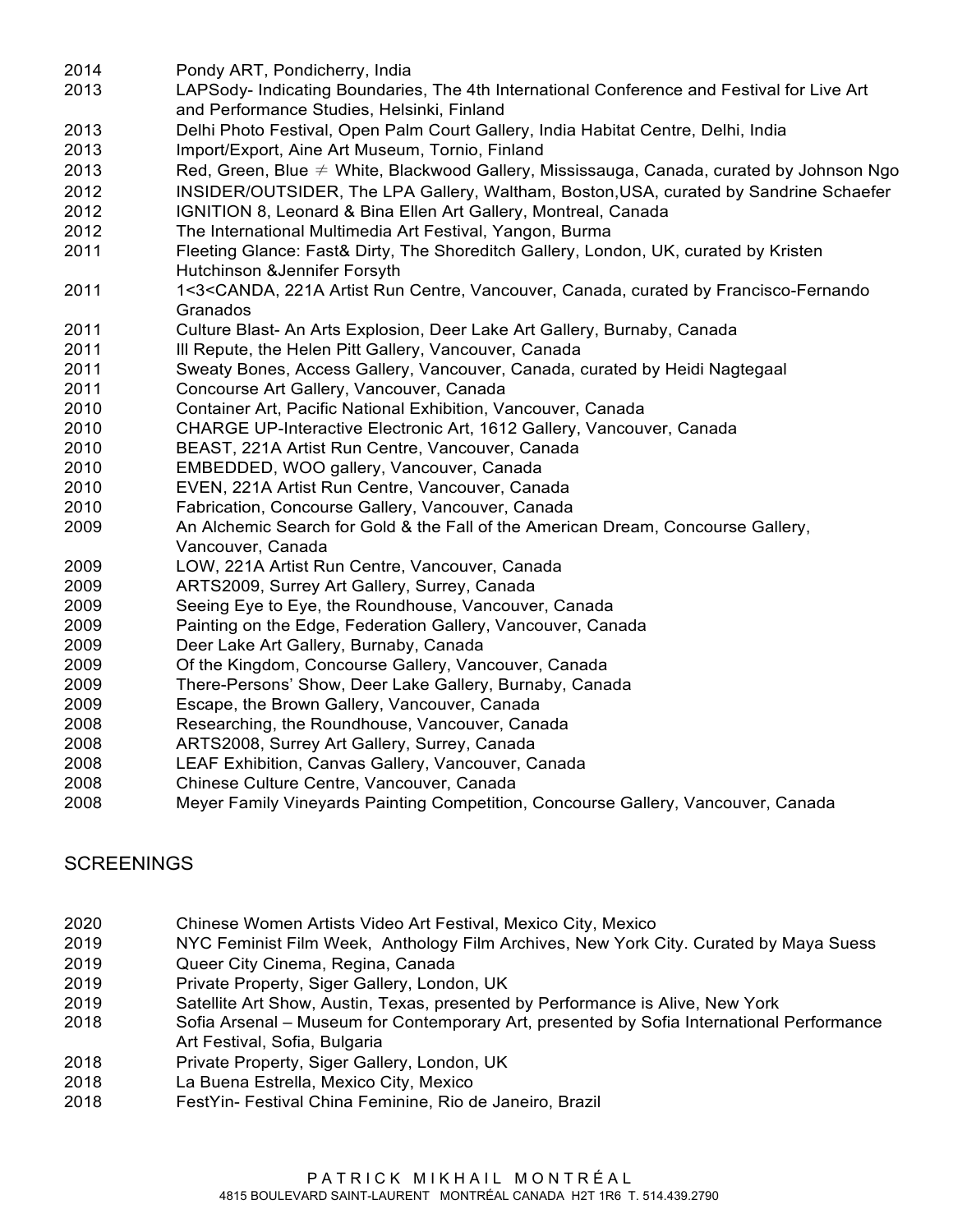2014 Pondy ART, Pondicherry, India

2013 LAPSody- Indicating Boundaries, The 4th International Conference and Festival for Live Art and Performance Studies, Helsinki, Finland

2013 Delhi Photo Festival, Open Palm Court Gallery, India Habitat Centre, Delhi, India

2013 Import/Export, Aine Art Museum, Tornio, Finland

2013 Red, Green, Blue ≠ White, Blackwood Gallery, Mississauga, Canada, curated by Johnson Ngo

2012 INSIDER/OUTSIDER, The LPA Gallery, Waltham, Boston,USA, curated by Sandrine Schaefer

2012 IGNITION 8, Leonard & Bina Ellen Art Gallery, Montreal, Canada

2012 The International Multimedia Art Festival, Yangon, Burma

2011 Fleeting Glance: Fast& Dirty, The Shoreditch Gallery, London, UK, curated by Kristen Hutchinson &Jennifer Forsyth

2011 1<3<CANDA, 221A Artist Run Centre, Vancouver, Canada, curated by Francisco-Fernando Granados

2011 Culture Blast- An Arts Explosion, Deer Lake Art Gallery, Burnaby, Canada

2011 Ill Repute, the Helen Pitt Gallery, Vancouver, Canada

2011 Sweaty Bones, Access Gallery, Vancouver, Canada, curated by Heidi Nagtegaal

2011 Concourse Art Gallery, Vancouver, Canada

2010 Container Art, Pacific National Exhibition, Vancouver, Canada

2010 CHARGE UP-Interactive Electronic Art, 1612 Gallery, Vancouver, Canada

2010 BEAST, 221A Artist Run Centre, Vancouver, Canada

2010 EMBEDDED, WOO gallery, Vancouver, Canada

2010 EVEN, 221A Artist Run Centre, Vancouver, Canada

2010 Fabrication, Concourse Gallery, Vancouver, Canada

2009 An Alchemic Search for Gold & the Fall of the American Dream, Concourse Gallery, Vancouver, Canada

2009 LOW, 221A Artist Run Centre, Vancouver, Canada

2009 ARTS2009, Surrey Art Gallery, Surrey, Canada

2009 Seeing Eye to Eye, the Roundhouse, Vancouver, Canada

2009 Painting on the Edge, Federation Gallery, Vancouver, Canada

2009 Deer Lake Art Gallery, Burnaby, Canada

2009 Of the Kingdom, Concourse Gallery, Vancouver, Canada

2009 There-Persons' Show, Deer Lake Gallery, Burnaby, Canada

2009 Escape, the Brown Gallery, Vancouver, Canada

2008 Researching, the Roundhouse, Vancouver, Canada

2008 ARTS2008, Surrey Art Gallery, Surrey, Canada

2008 LEAF Exhibition, Canvas Gallery, Vancouver, Canada

2008 Chinese Culture Centre, Vancouver, Canada

2008 Meyer Family Vineyards Painting Competition, Concourse Gallery, Vancouver, Canada

## SCREENINGS

2020 Chinese Women Artists Video Art Festival, Mexico City, Mexico

2019 NYC Feminist Film Week, Anthology Film Archives, New York City. Curated by Maya Suess

2019 Queer City Cinema, Regina, Canada

2019 Private Property, Siger Gallery, London, UK

2019 Satellite Art Show, Austin, Texas, presented by Performance is Alive, New York

2018 Sofia Arsenal – Museum for Contemporary Art, presented by Sofia International Performance Art Festival, Sofia, Bulgaria

2018 Private Property, Siger Gallery, London, UK

2018 La Buena Estrella, Mexico City, Mexico

2018 FestYin- Festival China Feminine, Rio de Janeiro, Brazil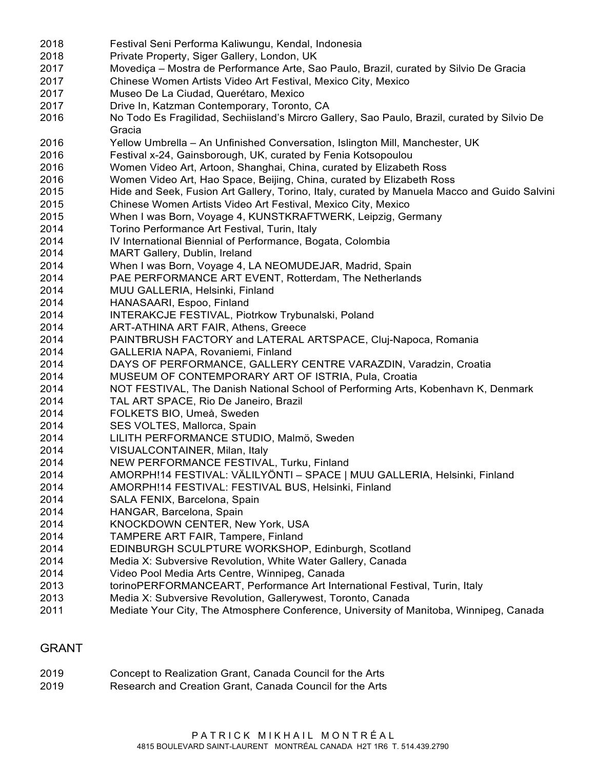2018 Festival Seni Performa Kaliwungu, Kendal, Indonesia
2018 Private Property, Siger Gallery, London, UK
2017 Movediça – Mostra de Performance Arte, Sao Paulo, Brazil, curated by Silvio De Gracia
2017 Chinese Women Artists Video Art Festival, Mexico City, Mexico
2017 Museo De La Ciudad, Querétaro, Mexico
2017 Drive In, Katzman Contemporary, Toronto, CA
2016 No Todo Es Fragilidad, Sechiisland's Mircro Gallery, Sao Paulo, Brazil, curated by Silvio De Gracia
2016 Yellow Umbrella – An Unfinished Conversation, Islington Mill, Manchester, UK
2016 Festival x-24, Gainsborough, UK, curated by Fenia Kotsopoulou
2016 Women Video Art, Artoon, Shanghai, China, curated by Elizabeth Ross
2016 Women Video Art, Hao Space, Beijing, China, curated by Elizabeth Ross
2015 Hide and Seek, Fusion Art Gallery, Torino, Italy, curated by Manuela Macco and Guido Salvini
2015 Chinese Women Artists Video Art Festival, Mexico City, Mexico
2015 When I was Born, Voyage 4, KUNSTKRAFTWERK, Leipzig, Germany
2014 Torino Performance Art Festival, Turin, Italy
2014 IV International Biennial of Performance, Bogata, Colombia
2014 MART Gallery, Dublin, Ireland
2014 When I was Born, Voyage 4, LA NEOMUDEJAR, Madrid, Spain
2014 PAE PERFORMANCE ART EVENT, Rotterdam, The Netherlands
2014 MUU GALLERIA, Helsinki, Finland
2014 HANASAARI, Espoo, Finland
2014 INTERAKCJE FESTIVAL, Piotrkow Trybunalski, Poland
2014 ART-ATHINA ART FAIR, Athens, Greece
2014 PAINTBRUSH FACTORY and LATERAL ARTSPACE, Cluj-Napoca, Romania
2014 GALLERIA NAPA, Rovaniemi, Finland
2014 DAYS OF PERFORMANCE, GALLERY CENTRE VARAZDIN, Varadzin, Croatia
2014 MUSEUM OF CONTEMPORARY ART OF ISTRIA, Pula, Croatia
2014 NOT FESTIVAL, The Danish National School of Performing Arts, Kobenhavn K, Denmark
2014 TAL ART SPACE, Rio De Janeiro, Brazil
2014 FOLKETS BIO, Umeå, Sweden
2014 SES VOLTES, Mallorca, Spain
2014 LILITH PERFORMANCE STUDIO, Malmö, Sweden
2014 VISUALCONTAINER, Milan, Italy
2014 NEW PERFORMANCE FESTIVAL, Turku, Finland
2014 AMORPH!14 FESTIVAL: VÄLILYÖNTI – SPACE | MUU GALLERIA, Helsinki, Finland
2014 AMORPH!14 FESTIVAL: FESTIVAL BUS, Helsinki, Finland
2014 SALA FENIX, Barcelona, Spain
2014 HANGAR, Barcelona, Spain
2014 KNOCKDOWN CENTER, New York, USA
2014 TAMPERE ART FAIR, Tampere, Finland
2014 EDINBURGH SCULPTURE WORKSHOP, Edinburgh, Scotland
2014 Media X: Subversive Revolution, White Water Gallery, Canada
2014 Video Pool Media Arts Centre, Winnipeg, Canada
2013 torinoPERFORMANCEART, Performance Art International Festival, Turin, Italy
2013 Media X: Subversive Revolution, Gallerywest, Toronto, Canada
2011 Mediate Your City, The Atmosphere Conference, University of Manitoba, Winnipeg, Canada

## GRANT

2019 Concept to Realization Grant, Canada Council for the Arts
2019 Research and Creation Grant, Canada Council for the Arts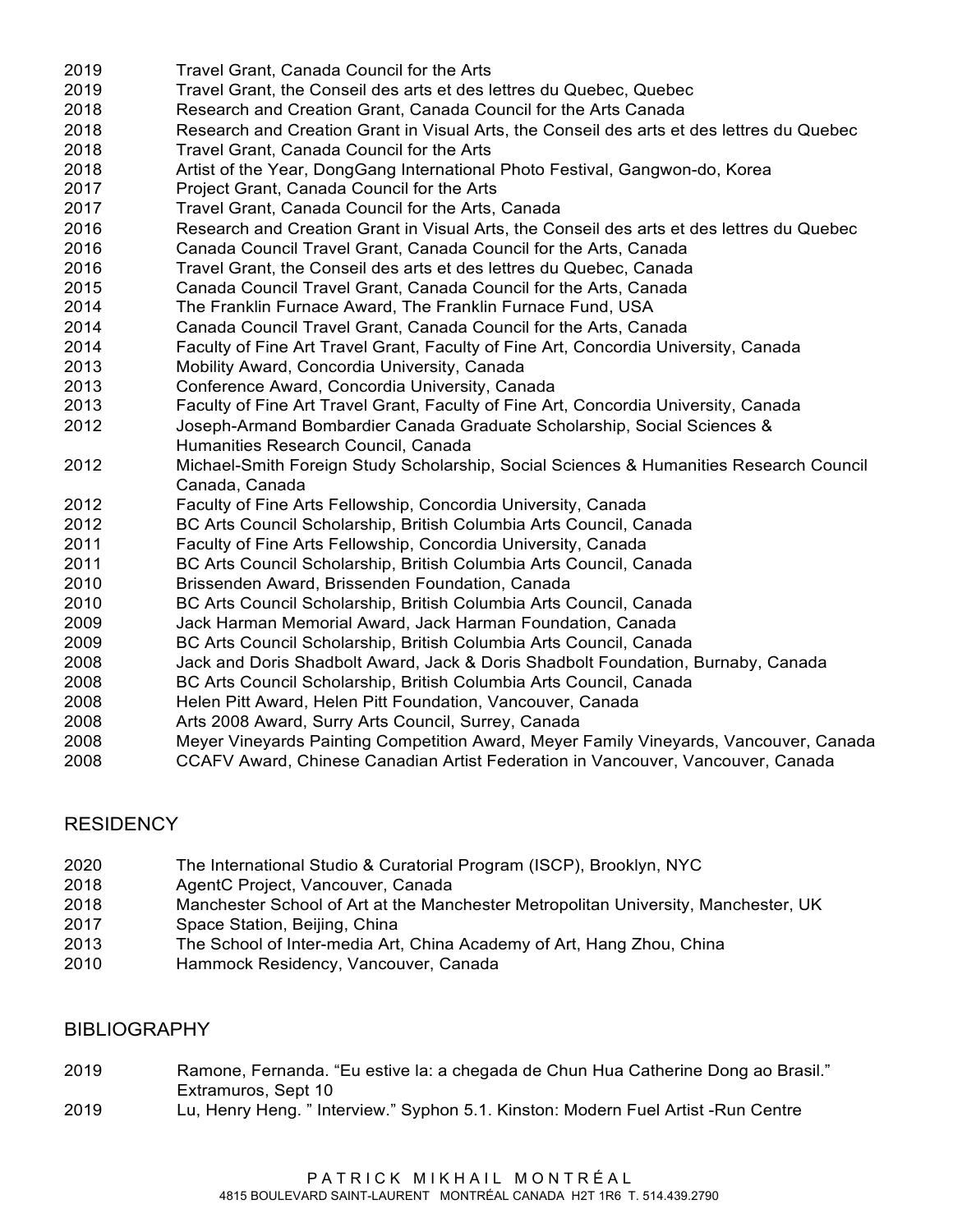2019 Travel Grant, Canada Council for the Arts
2019 Travel Grant, the Conseil des arts et des lettres du Quebec, Quebec
2018 Research and Creation Grant, Canada Council for the Arts Canada
2018 Research and Creation Grant in Visual Arts, the Conseil des arts et des lettres du Quebec
2018 Travel Grant, Canada Council for the Arts
2018 Artist of the Year, DongGang International Photo Festival, Gangwon-do, Korea
2017 Project Grant, Canada Council for the Arts
2017 Travel Grant, Canada Council for the Arts, Canada
2016 Research and Creation Grant in Visual Arts, the Conseil des arts et des lettres du Quebec
2016 Canada Council Travel Grant, Canada Council for the Arts, Canada
2016 Travel Grant, the Conseil des arts et des lettres du Quebec, Canada
2015 Canada Council Travel Grant, Canada Council for the Arts, Canada
2014 The Franklin Furnace Award, The Franklin Furnace Fund, USA
2014 Canada Council Travel Grant, Canada Council for the Arts, Canada
2014 Faculty of Fine Art Travel Grant, Faculty of Fine Art, Concordia University, Canada
2013 Mobility Award, Concordia University, Canada
2013 Conference Award, Concordia University, Canada
2013 Faculty of Fine Art Travel Grant, Faculty of Fine Art, Concordia University, Canada
2012 Joseph-Armand Bombardier Canada Graduate Scholarship, Social Sciences & Humanities Research Council, Canada
2012 Michael-Smith Foreign Study Scholarship, Social Sciences & Humanities Research Council Canada, Canada
2012 Faculty of Fine Arts Fellowship, Concordia University, Canada
2012 BC Arts Council Scholarship, British Columbia Arts Council, Canada
2011 Faculty of Fine Arts Fellowship, Concordia University, Canada
2011 BC Arts Council Scholarship, British Columbia Arts Council, Canada
2010 Brissenden Award, Brissenden Foundation, Canada
2010 BC Arts Council Scholarship, British Columbia Arts Council, Canada
2009 Jack Harman Memorial Award, Jack Harman Foundation, Canada
2009 BC Arts Council Scholarship, British Columbia Arts Council, Canada
2008 Jack and Doris Shadbolt Award, Jack & Doris Shadbolt Foundation, Burnaby, Canada
2008 BC Arts Council Scholarship, British Columbia Arts Council, Canada
2008 Helen Pitt Award, Helen Pitt Foundation, Vancouver, Canada
2008 Arts 2008 Award, Surry Arts Council, Surrey, Canada
2008 Meyer Vineyards Painting Competition Award, Meyer Family Vineyards, Vancouver, Canada
2008 CCAFV Award, Chinese Canadian Artist Federation in Vancouver, Vancouver, Canada

## RESIDENCY

2020 The International Studio & Curatorial Program (ISCP), Brooklyn, NYC
2018 AgentC Project, Vancouver, Canada
2018 Manchester School of Art at the Manchester Metropolitan University, Manchester, UK
2017 Space Station, Beijing, China
2013 The School of Inter-media Art, China Academy of Art, Hang Zhou, China
2010 Hammock Residency, Vancouver, Canada

## BIBLIOGRAPHY

2019 Ramone, Fernanda. "Eu estive la: a chegada de Chun Hua Catherine Dong ao Brasil." Extramuros, Sept 10
2019 Lu, Henry Heng. " Interview." Syphon 5.1. Kinston: Modern Fuel Artist -Run Centre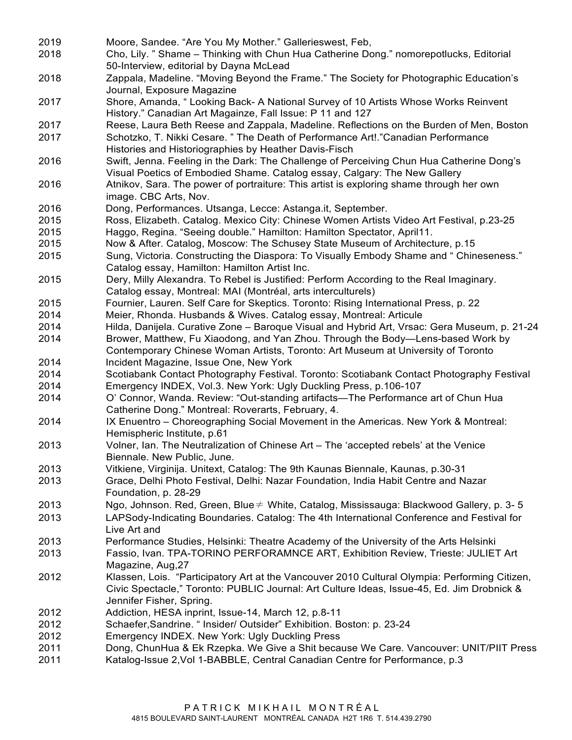| | |
|---|---|
| 2019 | Moore, Sandee. “Are You My Mother.” Gallerieswest, Feb, |
| 2018 | Cho, Lily. ” Shame – Thinking with Chun Hua Catherine Dong.” nomorepotlucks, Editorial 50-Interview, editorial by Dayna McLead |
| 2018 | Zappala, Madeline. “Moving Beyond the Frame.” The Society for Photographic Education’s Journal, Exposure Magazine |
| 2017 | Shore, Amanda, “ Looking Back- A National Survey of 10 Artists Whose Works Reinvent History.” Canadian Art Magainze, Fall Issue: P 11 and 127 |
| 2017 | Reese, Laura Beth Reese and Zappala, Madeline. Reflections on the Burden of Men, Boston |
| 2017 | Schotzko, T. Nikki Cesare. ” The Death of Performance Art!.”Canadian Performance Histories and Historiographies by Heather Davis-Fisch |
| 2016 | Swift, Jenna. Feeling in the Dark: The Challenge of Perceiving Chun Hua Catherine Dong’s Visual Poetics of Embodied Shame. Catalog essay, Calgary: The New Gallery |
| 2016 | Atnikov, Sara. The power of portraiture: This artist is exploring shame through her own image. CBC Arts, Nov. |
| 2016 | Dong, Performances. Utsanga, Lecce: Astanga.it, September. |
| 2015 | Ross, Elizabeth. Catalog. Mexico City: Chinese Women Artists Video Art Festival, p.23-25 |
| 2015 | Haggo, Regina. “Seeing double.” Hamilton: Hamilton Spectator, April11. |
| 2015 | Now & After. Catalog, Moscow: The Schusey State Museum of Architecture, p.15 |
| 2015 | Sung, Victoria. Constructing the Diaspora: To Visually Embody Shame and “ Chineseness.” Catalog essay, Hamilton: Hamilton Artist Inc. |
| 2015 | Dery, Milly Alexandra. To Rebel is Justified: Perform According to the Real Imaginary. Catalog essay, Montreal: MAI (Montréal, arts interculturels) |
| 2015 | Fournier, Lauren. Self Care for Skeptics. Toronto: Rising International Press, p. 22 |
| 2014 | Meier, Rhonda. Husbands & Wives. Catalog essay, Montreal: Articule |
| 2014 | Hilda, Danijela. Curative Zone – Baroque Visual and Hybrid Art, Vrsac: Gera Museum, p. 21-24 |
| 2014 | Brower, Matthew, Fu Xiaodong, and Yan Zhou. Through the Body—Lens-based Work by Contemporary Chinese Woman Artists, Toronto: Art Museum at University of Toronto |
| 2014 | Incident Magazine, Issue One, New York |
| 2014 | Scotiabank Contact Photography Festival. Toronto: Scotiabank Contact Photography Festival |
| 2014 | Emergency INDEX, Vol.3. New York: Ugly Duckling Press, p.106-107 |
| 2014 | O’ Connor, Wanda. Review: “Out-standing artifacts—The Performance art of Chun Hua Catherine Dong.” Montreal: Roverarts, February, 4. |
| 2014 | IX Enuentro – Choreographing Social Movement in the Americas. New York & Montreal: Hemispheric Institute, p.61 |
| 2013 | Volner, Ian. The Neutralization of Chinese Art – The ‘accepted rebels’ at the Venice Biennale. New Public, June. |
| 2013 | Vitkiene, Virginija. Unitext, Catalog: The 9th Kaunas Biennale, Kaunas, p.30-31 |
| 2013 | Grace, Delhi Photo Festival, Delhi: Nazar Foundation, India Habit Centre and Nazar Foundation, p. 28-29 |
| 2013 | Ngo, Johnson. Red, Green, Blue≠ White, Catalog, Mississauga: Blackwood Gallery, p. 3- 5 |
| 2013 | LAPSody-Indicating Boundaries. Catalog: The 4th International Conference and Festival for Live Art and |
| 2013 | Performance Studies, Helsinki: Theatre Academy of the University of the Arts Helsinki |
| 2013 | Fassio, Ivan. TPA-TORINO PERFORAMNCE ART, Exhibition Review, Trieste: JULIET Art Magazine, Aug,27 |
| 2012 | Klassen, Lois. “Participatory Art at the Vancouver 2010 Cultural Olympia: Performing Citizen, Civic Spectacle,” Toronto: PUBLIC Journal: Art Culture Ideas, Issue-45, Ed. Jim Drobnick & Jennifer Fisher, Spring. |
| 2012 | Addiction, HESA inprint, Issue-14, March 12, p.8-11 |
| 2012 | Schaefer,Sandrine. “ Insider/ Outsider” Exhibition. Boston: p. 23-24 |
| 2012 | Emergency INDEX. New York: Ugly Duckling Press |
| 2011 | Dong, ChunHua & Ek Rzepka. We Give a Shit because We Care. Vancouver: UNIT/PIIT Press |
| 2011 | Katalog-Issue 2,Vol 1-BABBLE, Central Canadian Centre for Performance, p.3 |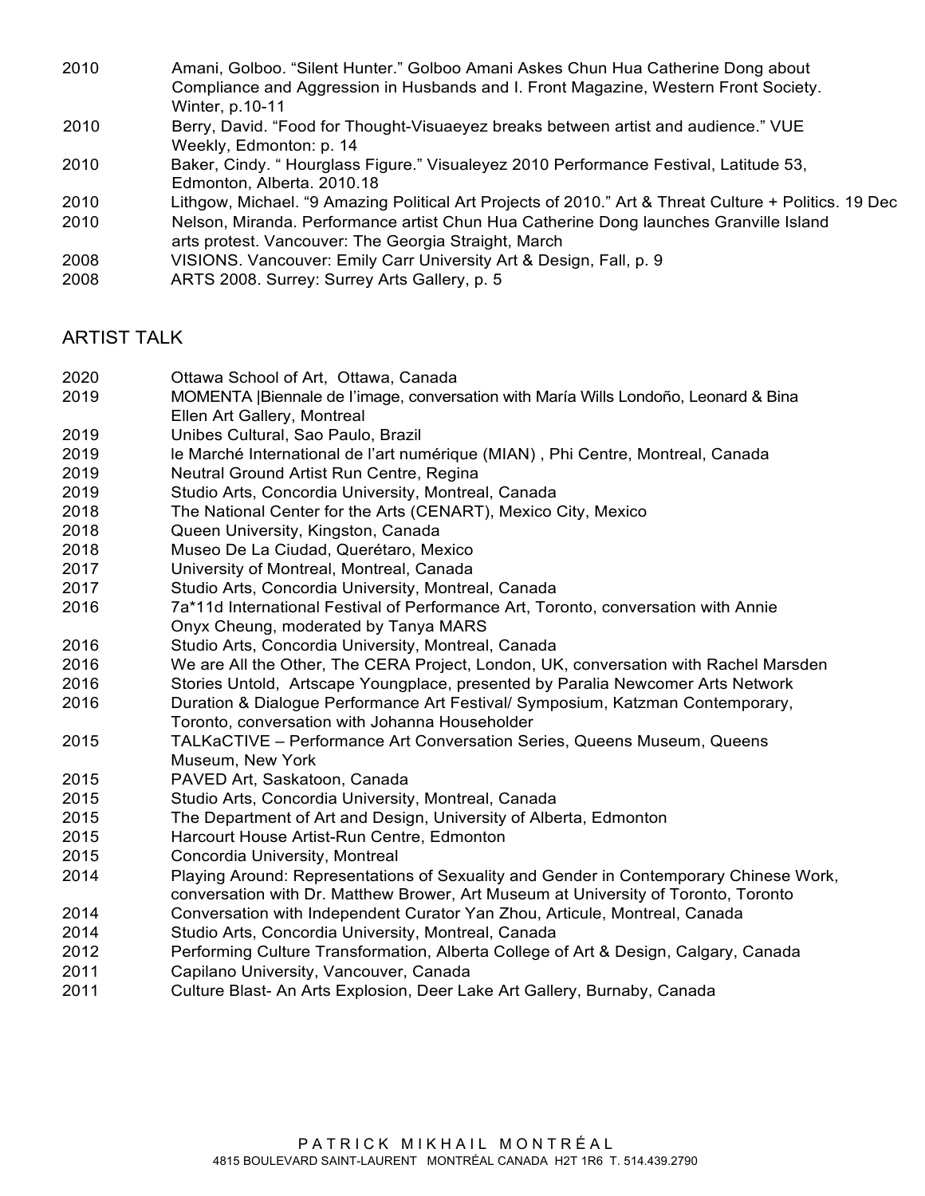2010 Amani, Golboo. "Silent Hunter." Golboo Amani Askes Chun Hua Catherine Dong about Compliance and Aggression in Husbands and I. Front Magazine, Western Front Society. Winter, p.10-11

2010 Berry, David. "Food for Thought-Visuaeyez breaks between artist and audience." VUE Weekly, Edmonton: p. 14

2010 Baker, Cindy. " Hourglass Figure." Visualeyez 2010 Performance Festival, Latitude 53, Edmonton, Alberta. 2010.18

2010 Lithgow, Michael. "9 Amazing Political Art Projects of 2010." Art & Threat Culture + Politics. 19 Dec

2010 Nelson, Miranda. Performance artist Chun Hua Catherine Dong launches Granville Island arts protest. Vancouver: The Georgia Straight, March

2008 VISIONS. Vancouver: Emily Carr University Art & Design, Fall, p. 9

2008 ARTS 2008. Surrey: Surrey Arts Gallery, p. 5

## ARTIST TALK

2020 Ottawa School of Art, Ottawa, Canada

2019 MOMENTA |Biennale de l'image, conversation with María Wills Londoño, Leonard & Bina Ellen Art Gallery, Montreal

2019 Unibes Cultural, Sao Paulo, Brazil

2019 le Marché International de l'art numérique (MIAN) , Phi Centre, Montreal, Canada

2019 Neutral Ground Artist Run Centre, Regina

2019 Studio Arts, Concordia University, Montreal, Canada

2018 The National Center for the Arts (CENART), Mexico City, Mexico

2018 Queen University, Kingston, Canada

2018 Museo De La Ciudad, Querétaro, Mexico

2017 University of Montreal, Montreal, Canada

2017 Studio Arts, Concordia University, Montreal, Canada

2016 7a*11d International Festival of Performance Art, Toronto, conversation with Annie Onyx Cheung, moderated by Tanya MARS

2016 Studio Arts, Concordia University, Montreal, Canada

2016 We are All the Other, The CERA Project, London, UK, conversation with Rachel Marsden

2016 Stories Untold, Artscape Youngplace, presented by Paralia Newcomer Arts Network

2016 Duration & Dialogue Performance Art Festival/ Symposium, Katzman Contemporary, Toronto, conversation with Johanna Householder

2015 TALKaCTIVE – Performance Art Conversation Series, Queens Museum, Queens Museum, New York

2015 PAVED Art, Saskatoon, Canada

2015 Studio Arts, Concordia University, Montreal, Canada

2015 The Department of Art and Design, University of Alberta, Edmonton

2015 Harcourt House Artist-Run Centre, Edmonton

2015 Concordia University, Montreal

2014 Playing Around: Representations of Sexuality and Gender in Contemporary Chinese Work, conversation with Dr. Matthew Brower, Art Museum at University of Toronto, Toronto

2014 Conversation with Independent Curator Yan Zhou, Articule, Montreal, Canada

2014 Studio Arts, Concordia University, Montreal, Canada

2012 Performing Culture Transformation, Alberta College of Art & Design, Calgary, Canada

2011 Capilano University, Vancouver, Canada

2011 Culture Blast- An Arts Explosion, Deer Lake Art Gallery, Burnaby, Canada